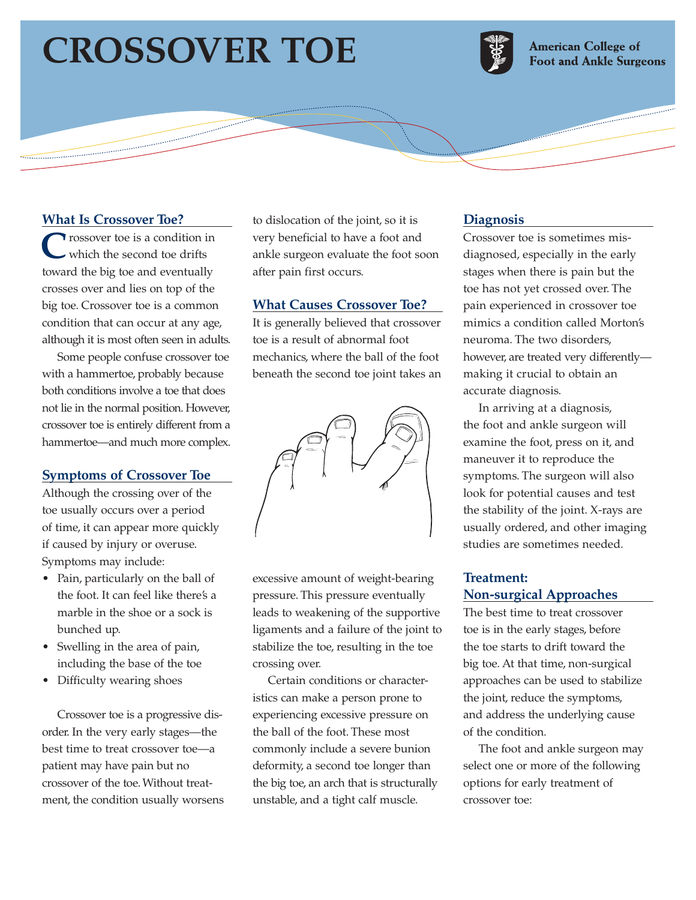# CROSSOVER TOE

American College of Foot and Ankle Surgeons

## What Is Crossover Toe?

Crossover toe is a condition in which the second toe drifts toward the big toe and eventually crosses over and lies on top of the big toe. Crossover toe is a common condition that can occur at any age, although it is most often seen in adults.

Some people confuse crossover toe with a hammertoe, probably because both conditions involve a toe that does not lie in the normal position. However, crossover toe is entirely different from a hammertoe—and much more complex.

## Symptoms of Crossover Toe

Although the crossing over of the toe usually occurs over a period of time, it can appear more quickly if caused by injury or overuse. Symptoms may include:

- Pain, particularly on the ball of the foot. It can feel like there's a marble in the shoe or a sock is bunched up.
- Swelling in the area of pain, including the base of the toe
- Difficulty wearing shoes

Crossover toe is a progressive disorder. In the very early stages—the best time to treat crossover toe—a patient may have pain but no crossover of the toe. Without treatment, the condition usually worsens to dislocation of the joint, so it is very beneficial to have a foot and ankle surgeon evaluate the foot soon after pain first occurs.

## What Causes Crossover Toe?

It is generally believed that crossover toe is a result of abnormal foot mechanics, where the ball of the foot beneath the second toe joint takes an excessive amount of weight-bearing pressure. This pressure eventually leads to weakening of the supportive ligaments and a failure of the joint to stabilize the toe, resulting in the toe crossing over.

Certain conditions or characteristics can make a person prone to experiencing excessive pressure on the ball of the foot. These most commonly include a severe bunion deformity, a second toe longer than the big toe, an arch that is structurally unstable, and a tight calf muscle.

## Diagnosis

Crossover toe is sometimes misdiagnosed, especially in the early stages when there is pain but the toe has not yet crossed over. The pain experienced in crossover toe mimics a condition called Morton's neuroma. The two disorders, however, are treated very differently—making it crucial to obtain an accurate diagnosis.

In arriving at a diagnosis, the foot and ankle surgeon will examine the foot, press on it, and maneuver it to reproduce the symptoms. The surgeon will also look for potential causes and test the stability of the joint. X-rays are usually ordered, and other imaging studies are sometimes needed.

## Treatment: Non-surgical Approaches

The best time to treat crossover toe is in the early stages, before the toe starts to drift toward the big toe. At that time, non-surgical approaches can be used to stabilize the joint, reduce the symptoms, and address the underlying cause of the condition.

The foot and ankle surgeon may select one or more of the following options for early treatment of crossover toe: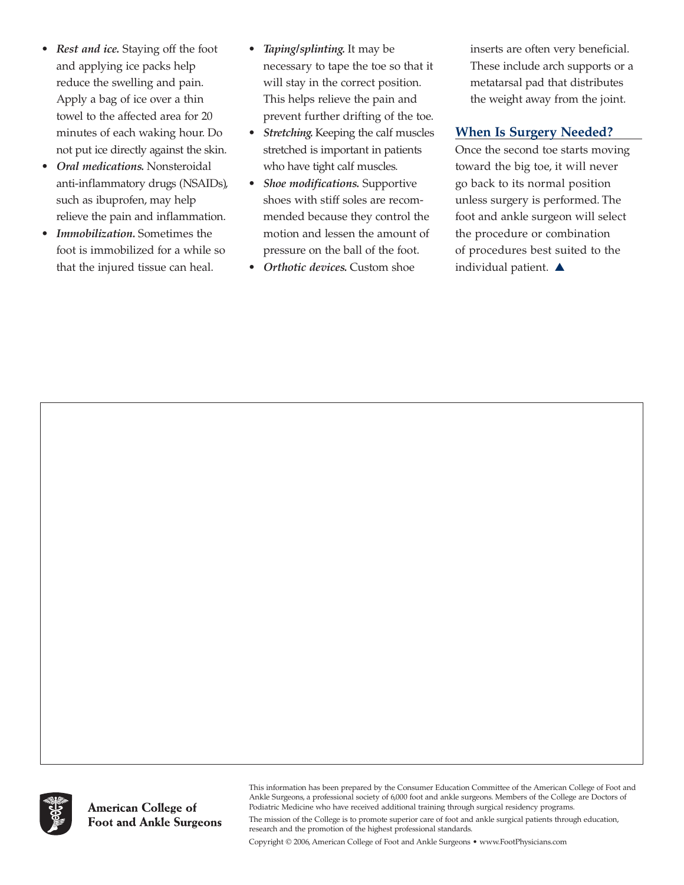- ***Rest and ice.*** Staying off the foot and applying ice packs help reduce the swelling and pain. Apply a bag of ice over a thin towel to the affected area for 20 minutes of each waking hour. Do not put ice directly against the skin.
- ***Oral medications.*** Nonsteroidal anti-inflammatory drugs (NSAIDs), such as ibuprofen, may help relieve the pain and inflammation.
- ***Immobilization.*** Sometimes the foot is immobilized for a while so that the injured tissue can heal.
- ***Taping/splinting.*** It may be necessary to tape the toe so that it will stay in the correct position. This helps relieve the pain and prevent further drifting of the toe.
- ***Stretching.*** Keeping the calf muscles stretched is important in patients who have tight calf muscles.
- ***Shoe modifications.*** Supportive shoes with stiff soles are recommended because they control the motion and lessen the amount of pressure on the ball of the foot.
- ***Orthotic devices.*** Custom shoe inserts are often very beneficial. These include arch supports or a metatarsal pad that distributes the weight away from the joint.

## When Is Surgery Needed?

Once the second toe starts moving toward the big toe, it will never go back to its normal position unless surgery is performed. The foot and ankle surgeon will select the procedure or combination of procedures best suited to the individual patient. ▲

**American College of Foot and Ankle Surgeons**

This information has been prepared by the Consumer Education Committee of the American College of Foot and Ankle Surgeons, a professional society of 6,000 foot and ankle surgeons. Members of the College are Doctors of Podiatric Medicine who have received additional training through surgical residency programs.

The mission of the College is to promote superior care of foot and ankle surgical patients through education, research and the promotion of the highest professional standards.

Copyright © 2006, American College of Foot and Ankle Surgeons • www.FootPhysicians.com